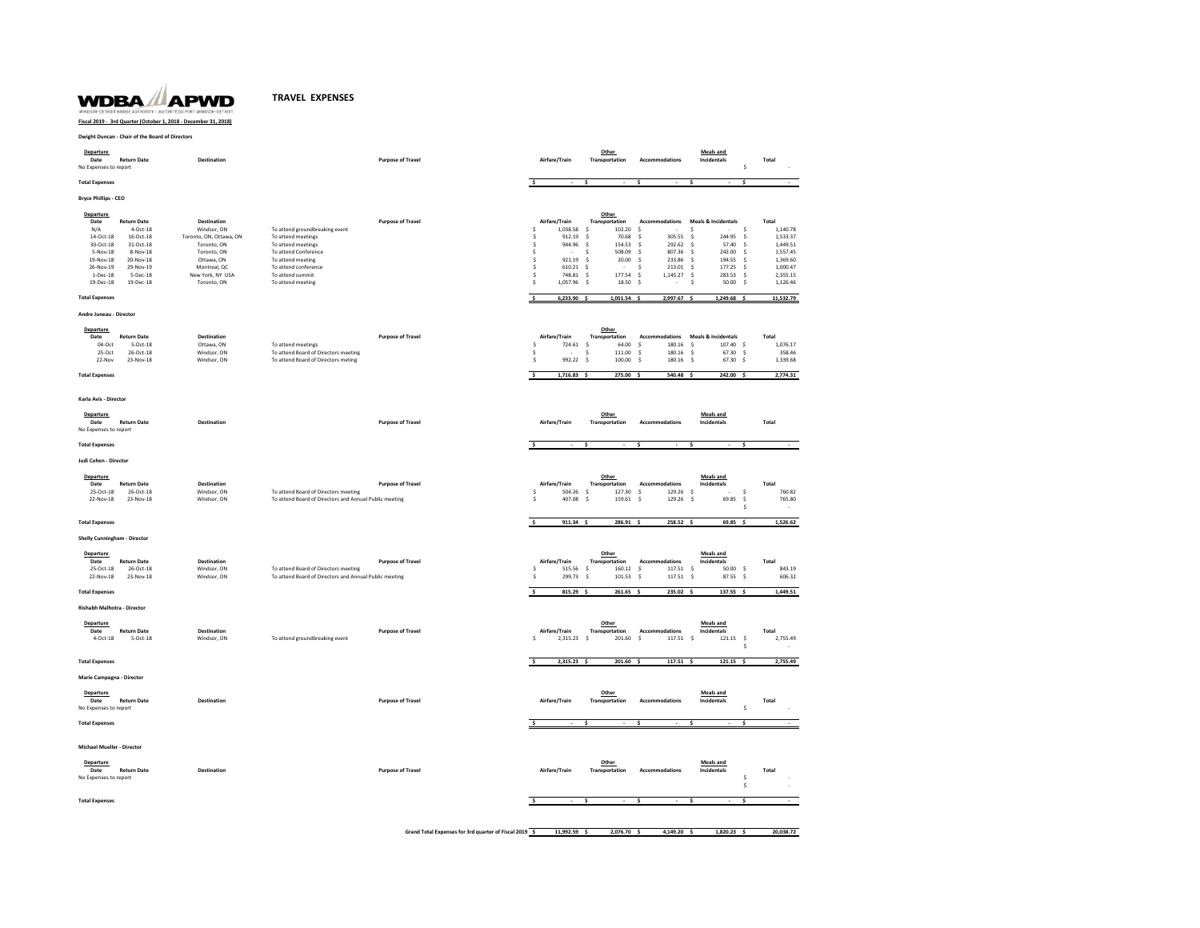WDBA APWD
WINDSOR-DETROIT BRIDGE AUTHORITY | AUTORITÉ DU PONT WINDSOR-DÉTROIT

# TRAVEL EXPENSES

**Fiscal 2019 - 3rd Quarter (October 1, 2018 - December 31, 2018)**

**Dwight Duncan - Chair of the Board of Directors**

| Departure Date | Return Date | Destination | Purpose of Travel | Airfare/Train | Other Transportation | Accommodations | Meals and Incidentals | Total |
|---|---|---|---|---|---|---|---|---|
| No Expenses to report | | | | | | | | $ - |
| **Total Expenses** | | | | $ - | $ - | $ - | $ - | $ - |

**Bryce Phillips - CEO**

| Departure Date | Return Date | Destination | Purpose of Travel | Airfare/Train | Other Transportation | Accommodations | Meals & Incidentals | Total |
|---|---|---|---|---|---|---|---|---|
| N/A | 4-Oct-18 | Windsor, ON | To attend groundbreaking event | $ 1,038.58 | $ 102.20 | $ - | $ - | $ 1,140.78 |
| 14-Oct-18 | 16-Oct-18 | Toronto, ON, Ottawa, ON | To attend meetings | $ 912.19 | $ 70.68 | $ 305.55 | $ 244.95 | $ 1,533.37 |
| 30-Oct-18 | 31-Oct-18 | Toronto, ON | To attend meetings | $ 944.96 | $ 154.53 | $ 292.62 | $ 57.40 | $ 1,449.51 |
| 5-Nov-18 | 8-Nov-18 | Toronto, ON | To attend Conference | $ - | $ 508.09 | $ 807.36 | $ 242.00 | $ 1,557.45 |
| 19-Nov-18 | 20-Nov-18 | Ottawa, ON | To attend meeting | $ 921.19 | $ 20.00 | $ 233.86 | $ 194.55 | $ 1,369.60 |
| 26-Nov-19 | 29-Nov-19 | Montreal, QC | To attend conference | $ 610.21 | $ - | $ 213.01 | $ 177.25 | $ 1,000.47 |
| 1-Dec-18 | 5-Dec-18 | New York, NY USA | To attend summit | $ 748.81 | $ 177.54 | $ 1,145.27 | $ 283.53 | $ 2,355.15 |
| 19-Dec-18 | 19-Dec-18 | Toronto, ON | To attend meeting | $ 1,057.96 | $ 18.50 | $ - | $ 50.00 | $ 1,126.46 |
| **Total Expenses** | | | | $ 6,233.90 | $ 1,051.54 | $ 2,997.67 | $ 1,249.68 | $ 11,532.79 |

**Andre Juneau - Director**

| Departure Date | Return Date | Destination | Purpose of Travel | Airfare/Train | Other Transportation | Accommodations | Meals & Incidentals | Total |
|---|---|---|---|---|---|---|---|---|
| 04-Oct | 5-Oct-18 | Ottawa, ON | To attend meetings | $ 724.61 | $ 64.00 | $ 180.16 | $ 107.40 | $ 1,076.17 |
| 25-Oct | 26-Oct-18 | Windsor, ON | To attend Board of Directors meeting | $ - | $ 111.00 | $ 180.16 | $ 67.30 | $ 358.46 |
| 22-Nov | 23-Nov-18 | Windsor, ON | To attend Board of Directors meting | $ 992.22 | $ 100.00 | $ 180.16 | $ 67.30 | $ 1,339.68 |
| **Total Expenses** | | | | $ 1,716.83 | $ 275.00 | $ 540.48 | $ 242.00 | $ 2,774.31 |

**Karla Avis - Director**

| Departure Date | Return Date | Destination | Purpose of Travel | Airfare/Train | Other Transportation | Accommodations | Meals and Incidentals | Total |
|---|---|---|---|---|---|---|---|---|
| No Expenses to report | | | | | | | | |
| **Total Expenses** | | | | $ - | $ - | $ - | $ - | $ - |

**Judi Cohen - Director**

| Departure Date | Return Date | Destination | Purpose of Travel | Airfare/Train | Other Transportation | Accommodations | Meals and Incidentals | Total |
|---|---|---|---|---|---|---|---|---|
| 25-Oct-18 | 26-Oct-18 | Windsor, ON | To attend Board of Directors meeting | $ 504.26 | $ 127.30 | $ 129.26 | $ - | $ 760.82 |
| 22-Nov-18 | 23-Nov-18 | Windsor, ON | To attend Board of Directors and Annual Public meeting | $ 407.08 | $ 159.61 | $ 129.26 | $ 69.85 | $ 765.80 |
| | | | | | | | | $ - |
| **Total Expenses** | | | | $ 911.34 | $ 286.91 | $ 258.52 | $ 69.85 | $ 1,526.62 |

**Shelly Cunningham - Director**

| Departure Date | Return Date | Destination | Purpose of Travel | Airfare/Train | Other Transportation | Accommodations | Meals and Incidentals | Total |
|---|---|---|---|---|---|---|---|---|
| 25-Oct-18 | 26-Oct-18 | Windsor, ON | To attend Board of Directors meeting | $ 515.56 | $ 160.12 | $ 117.51 | $ 50.00 | $ 843.19 |
| 22-Nov-18 | 23-Nov-18 | Windsor, ON | To attend Board of Directors and Annual Public meeting | $ 299.73 | $ 101.53 | $ 117.51 | $ 87.55 | $ 606.32 |
| **Total Expenses** | | | | $ 815.29 | $ 261.65 | $ 235.02 | $ 137.55 | $ 1,449.51 |

**Rishabh Malhotra - Director**

| Departure Date | Return Date | Destination | Purpose of Travel | Airfare/Train | Other Transportation | Accommodations | Meals and Incidentals | Total |
|---|---|---|---|---|---|---|---|---|
| 4-Oct-18 | 5-Oct-18 | Windsor, ON | To attend groundbreaking event | $ 2,315.23 | $ 201.60 | $ 117.51 | $ 121.15 | $ 2,755.49 |
| | | | | | | | | $ - |
| **Total Expenses** | | | | $ 2,315.23 | $ 201.60 | $ 117.51 | $ 121.15 | $ 2,755.49 |

**Marie Campagna - Director**

| Departure Date | Return Date | Destination | Purpose of Travel | Airfare/Train | Other Transportation | Accommodations | Meals and Incidentals | Total |
|---|---|---|---|---|---|---|---|---|
| No Expenses to report | | | | | | | | $ - |
| **Total Expenses** | | | | $ - | $ - | $ - | $ - | $ - |

**Michael Mueller - Director**

| Departure Date | Return Date | Destination | Purpose of Travel | Airfare/Train | Other Transportation | Accommodations | Meals and Incidentals | Total |
|---|---|---|---|---|---|---|---|---|
| No Expenses to report | | | | | | | | $ - |
| | | | | | | | | $ - |
| **Total Expenses** | | | | $ - | $ - | $ - | $ - | $ - |

| | Airfare/Train | Other Transportation | Accommodations | Meals and Incidentals | Total |
|---|---|---|---|---|---|
| **Grand Total Expenses for 3rd quarter of Fiscal 2019** | $ 11,992.59 | $ 2,076.70 | $ 4,149.20 | $ 1,820.23 | $ 20,038.72 |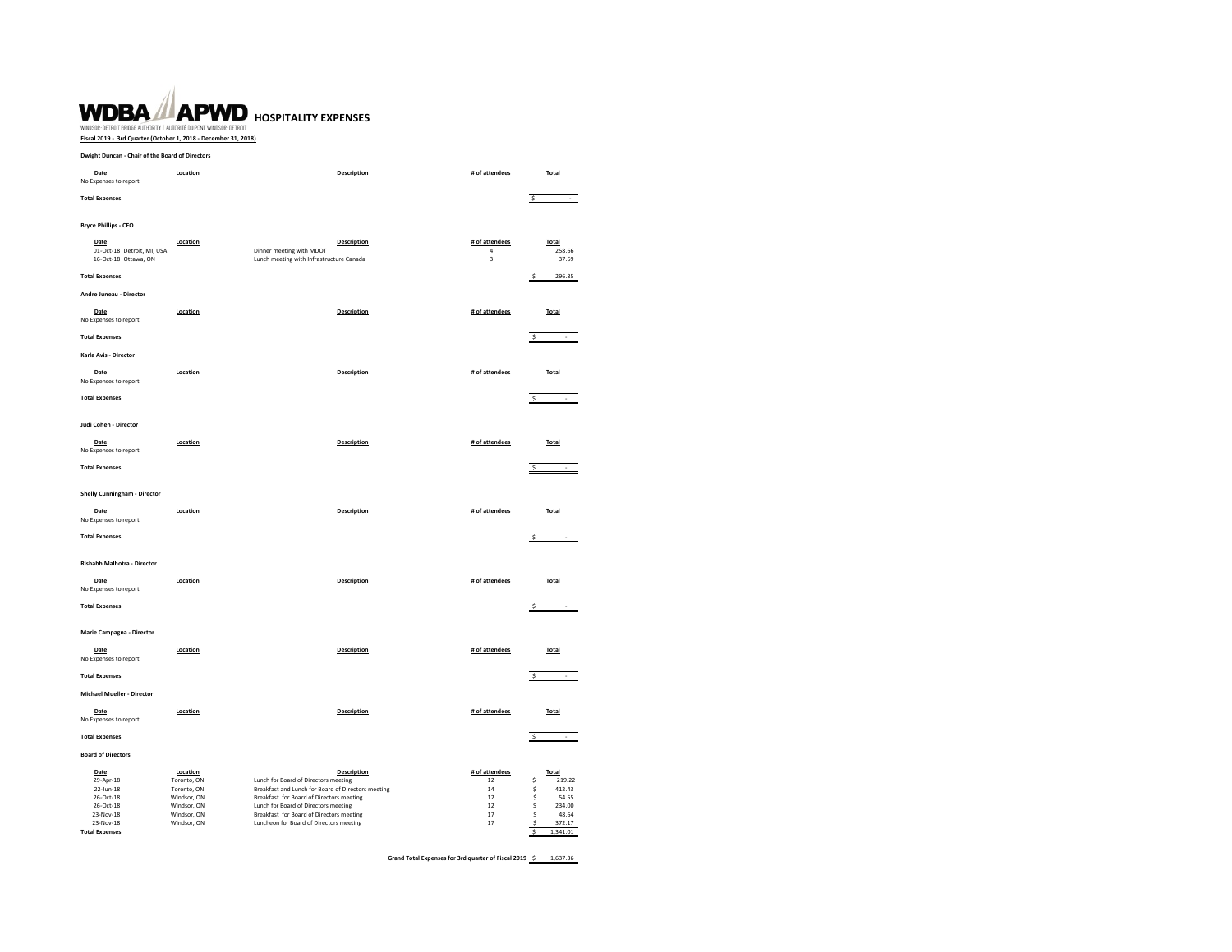# HOSPITALITY EXPENSES

WINDSOR-DETROIT BRIDGE AUTHORITY | AUTORITÉ DU PONT WINDSOR-DETROIT

**Fiscal 2019 - 3rd Quarter (October 1, 2018 - December 31, 2018)**

**Dwight Duncan - Chair of the Board of Directors**

| Date | Location | Description | # of attendees | Total |
|---|---|---|---|---|
| No Expenses to report | | | | |
| **Total Expenses** | | | | $ - |

**Bryce Phillips - CEO**

| Date | Location | Description | # of attendees | Total |
|---|---|---|---|---|
| 01-Oct-18 | Detroit, MI, USA | Dinner meeting with MDOT | 4 | 258.66 |
| 16-Oct-18 | Ottawa, ON | Lunch meeting with Infrastructure Canada | 3 | 37.69 |
| **Total Expenses** | | | | $ 296.35 |

**Andre Juneau - Director**

| Date | Location | Description | # of attendees | Total |
|---|---|---|---|---|
| No Expenses to report | | | | |
| **Total Expenses** | | | | $ - |

**Karla Avis - Director**

| Date | Location | Description | # of attendees | Total |
|---|---|---|---|---|
| No Expenses to report | | | | |
| **Total Expenses** | | | | $ - |

**Judi Cohen - Director**

| Date | Location | Description | # of attendees | Total |
|---|---|---|---|---|
| No Expenses to report | | | | |
| **Total Expenses** | | | | $ - |

**Shelly Cunningham - Director**

| Date | Location | Description | # of attendees | Total |
|---|---|---|---|---|
| No Expenses to report | | | | |
| **Total Expenses** | | | | $ - |

**Rishabh Malhotra - Director**

| Date | Location | Description | # of attendees | Total |
|---|---|---|---|---|
| No Expenses to report | | | | |
| **Total Expenses** | | | | $ - |

**Marie Campagna - Director**

| Date | Location | Description | # of attendees | Total |
|---|---|---|---|---|
| No Expenses to report | | | | |
| **Total Expenses** | | | | $ - |

**Michael Mueller - Director**

| Date | Location | Description | # of attendees | Total |
|---|---|---|---|---|
| No Expenses to report | | | | |
| **Total Expenses** | | | | $ - |

**Board of Directors**

| Date | Location | Description | # of attendees | Total |
|---|---|---|---|---|
| 29-Apr-18 | Toronto, ON | Lunch for Board of Directors meeting | 12 | $ 219.22 |
| 22-Jun-18 | Toronto, ON | Breakfast and Lunch for Board of Directors meeting | 14 | $ 412.43 |
| 26-Oct-18 | Windsor, ON | Breakfast for Board of Directors meeting | 12 | $ 54.55 |
| 26-Oct-18 | Windsor, ON | Lunch for Board of Directors meeting | 12 | $ 234.00 |
| 23-Nov-18 | Windsor, ON | Breakfast for Board of Directors meeting | 17 | $ 48.64 |
| 23-Nov-18 | Windsor, ON | Luncheon for Board of Directors meeting | 17 | $ 372.17 |
| **Total Expenses** | | | | $ 1,341.01 |

**Grand Total Expenses for 3rd quarter of Fiscal 2019** $ 1,637.36